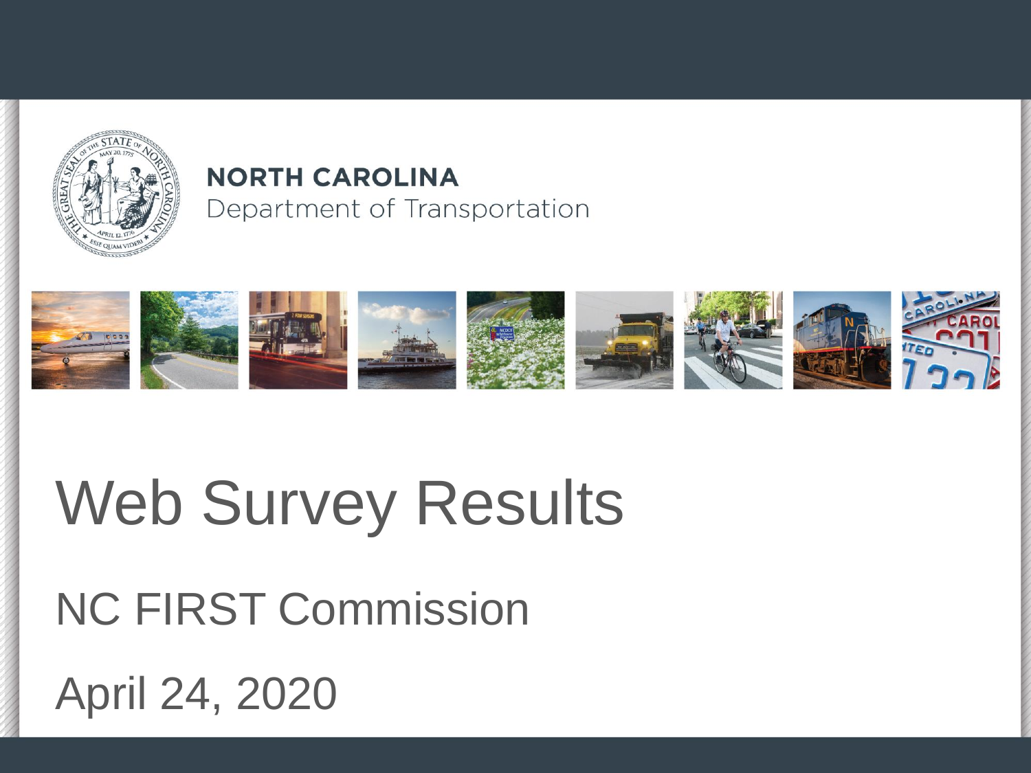**NORTH CAROLINA**
Department of Transportation

# Web Survey Results

## NC FIRST Commission

## April 24, 2020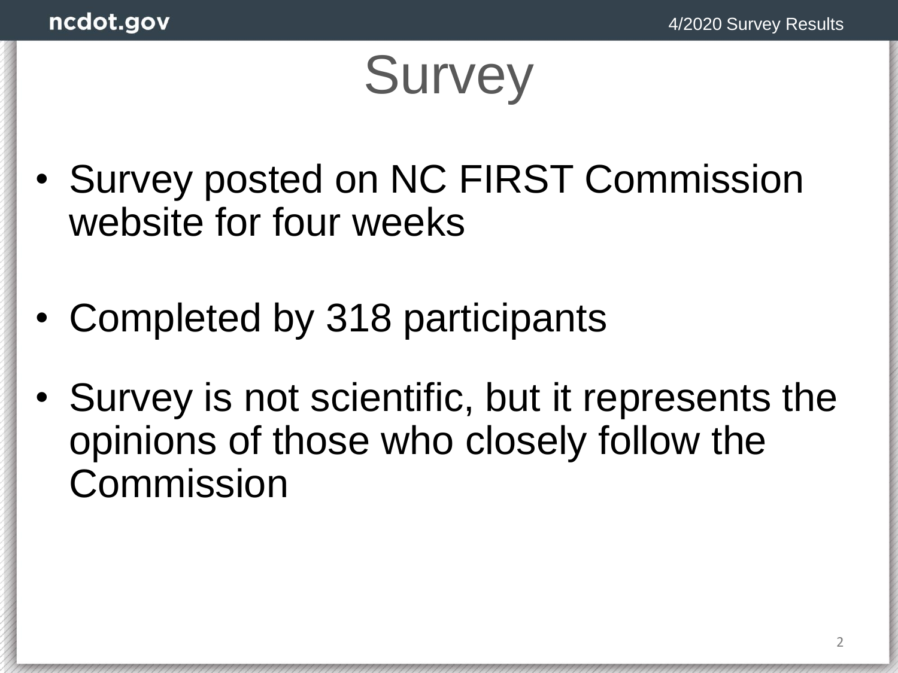# Survey

- Survey posted on NC FIRST Commission website for four weeks
- Completed by 318 participants
- Survey is not scientific, but it represents the opinions of those who closely follow the Commission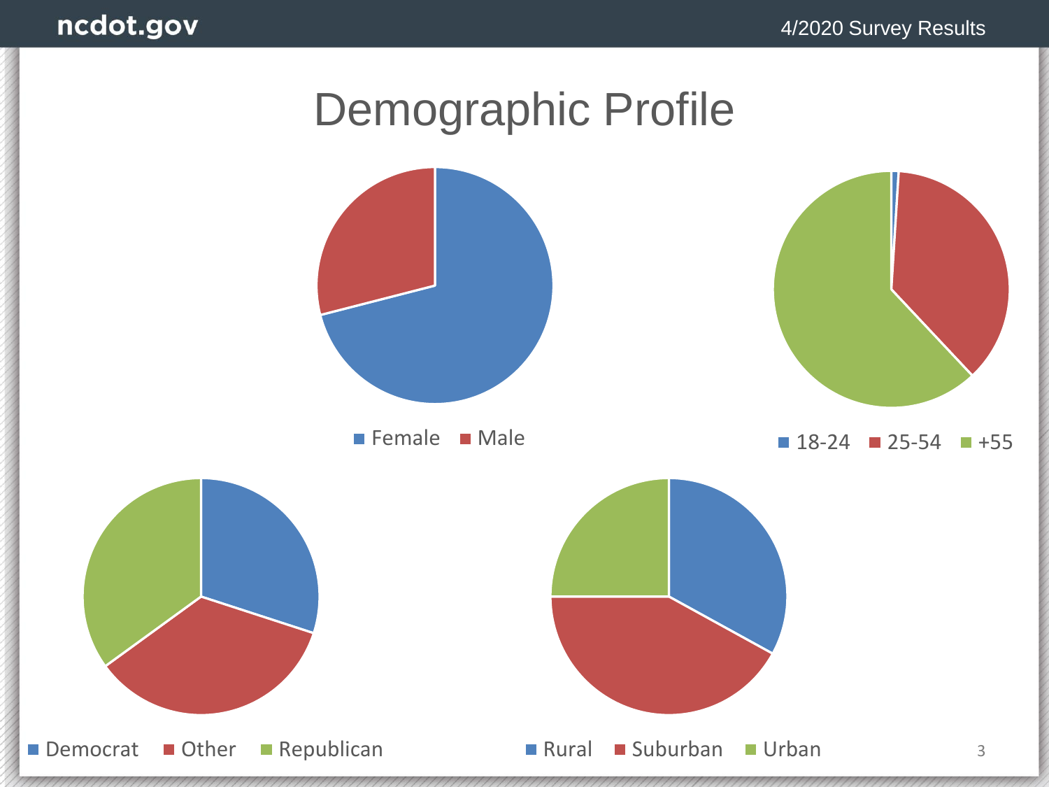# Demographic Profile

Female | Male

18-24 | 25-54 | +55

Democrat | Other | Republican

Rural | Suburban | Urban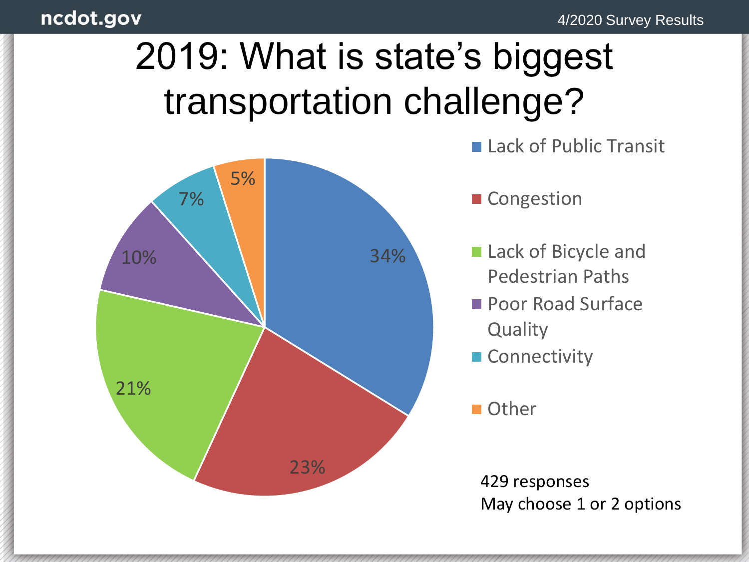# 2019: What is state's biggest transportation challenge?

| Response | Percentage |
|---|---|
| Lack of Public Transit | 34% |
| Congestion | 23% |
| Lack of Bicycle and Pedestrian Paths | 21% |
| Poor Road Surface Quality | 10% |
| Connectivity | 7% |
| Other | 5% |

429 responses
May choose 1 or 2 options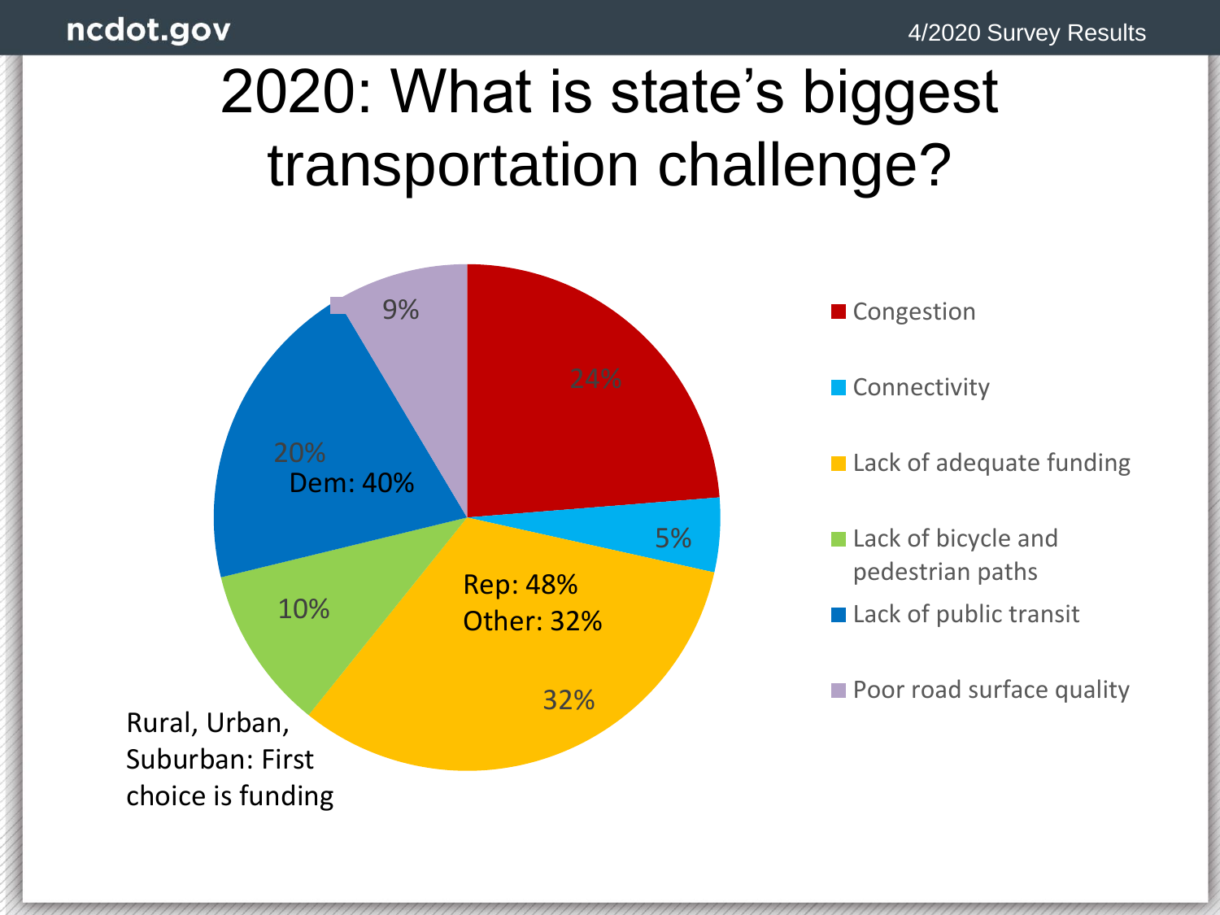# 2020: What is state's biggest transportation challenge?

| Response | Share |
|---|---|
| Congestion | 24% |
| Connectivity | 5% |
| Lack of adequate funding | 32% |
| Lack of bicycle and pedestrian paths | 10% |
| Lack of public transit | 20% |
| Poor road surface quality | 9% |

Lack of public transit — Dem: 40%

Lack of adequate funding — Rep: 48%, Other: 32%

Rural, Urban, Suburban: First choice is funding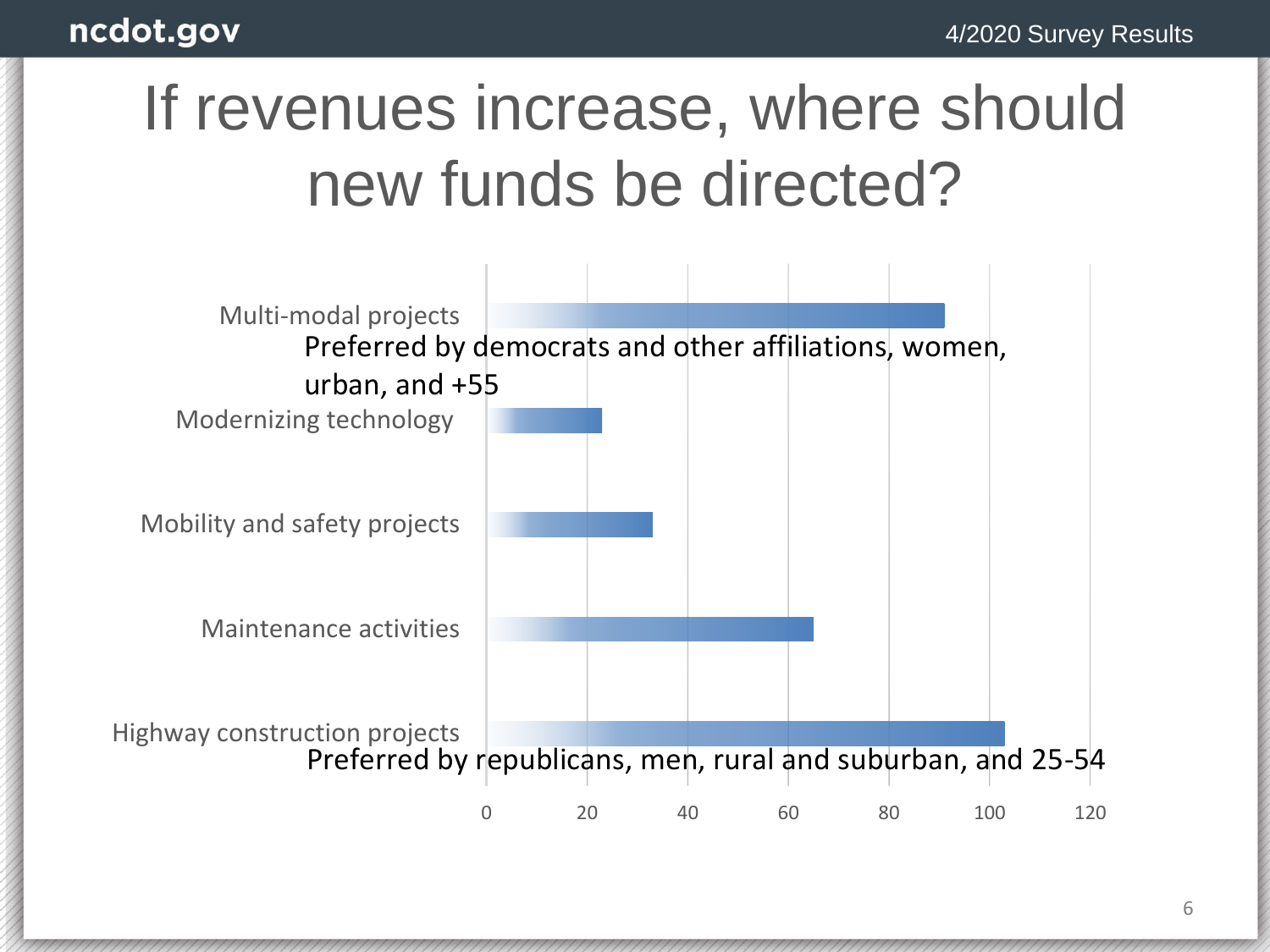# If revenues increase, where should new funds be directed?

| Category | Value |
|---|---|
| Multi-modal projects | ~91 |
| Modernizing technology | ~23 |
| Mobility and safety projects | ~33 |
| Maintenance activities | ~65 |
| Highway construction projects | ~103 |

Multi-modal projects: Preferred by democrats and other affiliations, women, urban, and +55

Highway construction projects: Preferred by republicans, men, rural and suburban, and 25-54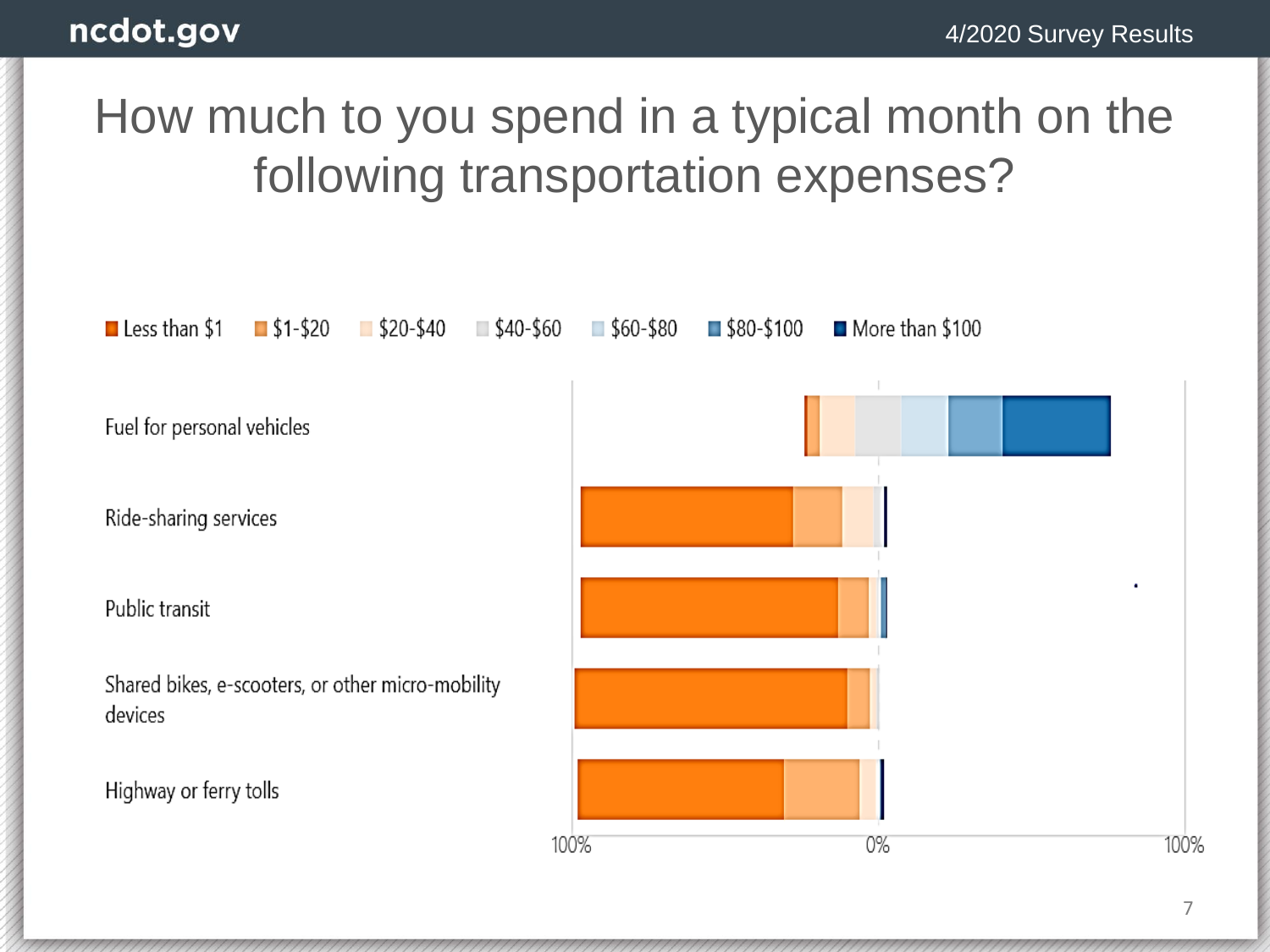# How much to you spend in a typical month on the following transportation expenses?

Less than $1 | $1-$20 | $20-$40 | $40-$60 | $60-$80 | $80-$100 | More than $100

- Fuel for personal vehicles
- Ride-sharing services
- Public transit
- Shared bikes, e-scooters, or other micro-mobility devices
- Highway or ferry tolls

100% | 0% | 100%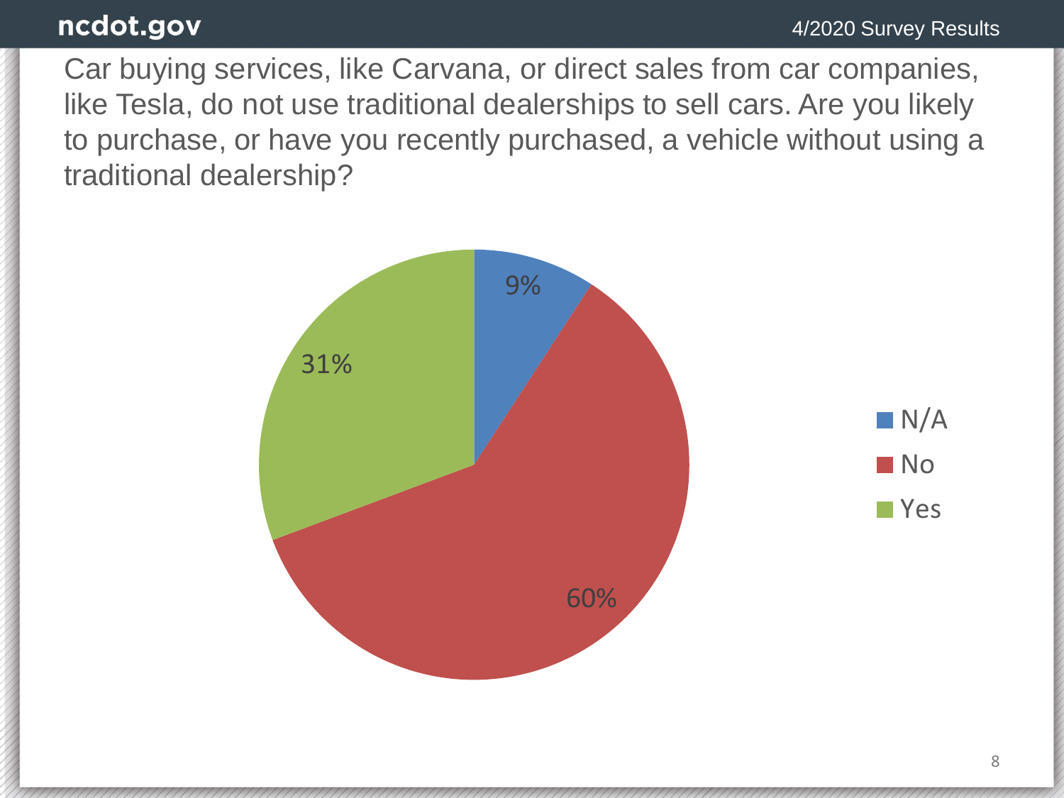Car buying services, like Carvana, or direct sales from car companies, like Tesla, do not use traditional dealerships to sell cars. Are you likely to purchase, or have you recently purchased, a vehicle without using a traditional dealership?

| Response | Percent |
| --- | --- |
| N/A | 9% |
| No | 60% |
| Yes | 31% |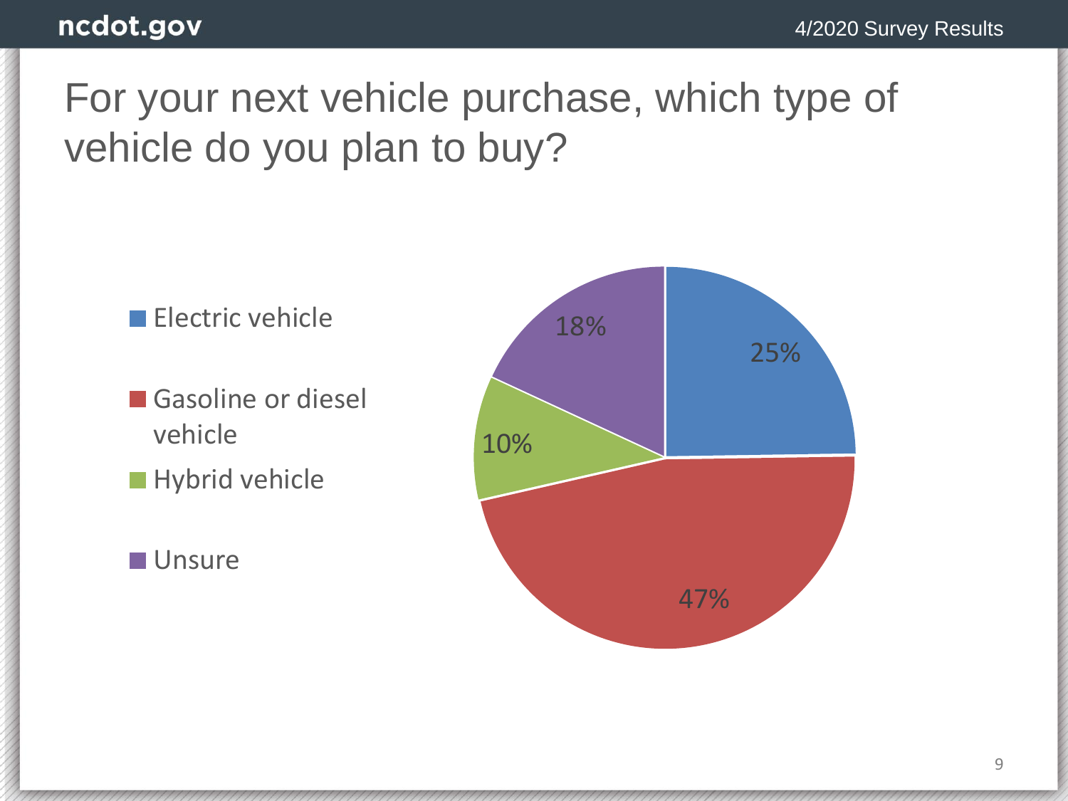# For your next vehicle purchase, which type of vehicle do you plan to buy?

| Vehicle type | Percentage |
|---|---|
| Electric vehicle | 25% |
| Gasoline or diesel vehicle | 47% |
| Hybrid vehicle | 10% |
| Unsure | 18% |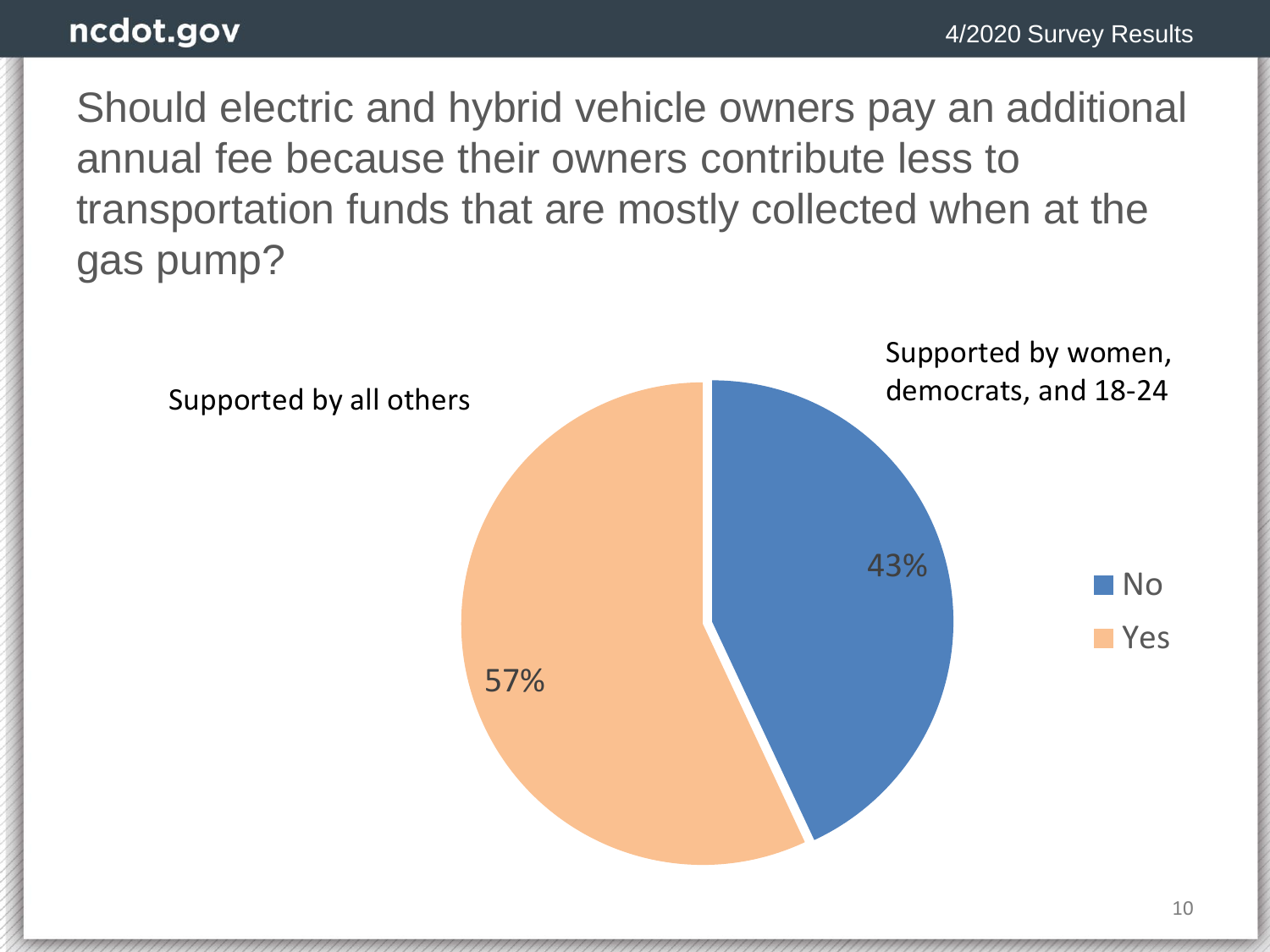# Should electric and hybrid vehicle owners pay an additional annual fee because their owners contribute less to transportation funds that are mostly collected when at the gas pump?

Supported by all others

Supported by women, democrats, and 18-24

43%

57%

No

Yes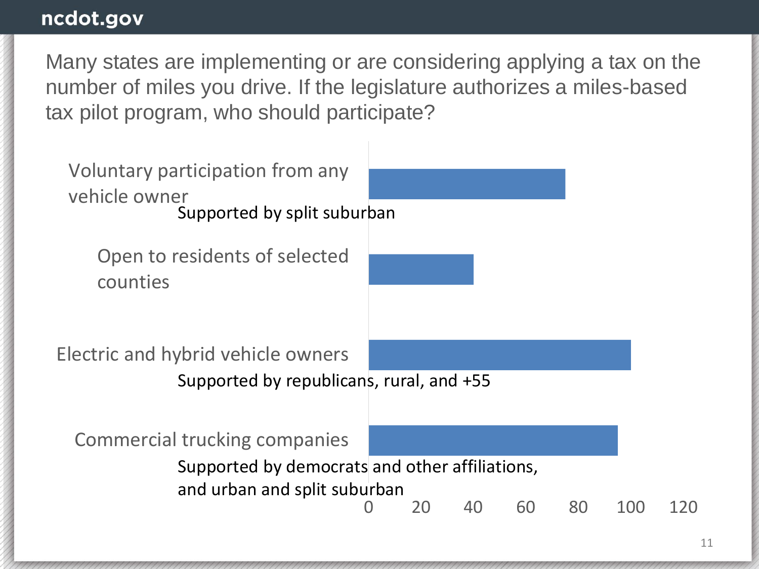Many states are implementing or are considering applying a tax on the number of miles you drive. If the legislature authorizes a miles-based tax pilot program, who should participate?

| Option | Value (approx.) | Note |
|---|---|---|
| Voluntary participation from any vehicle owner | 75 | Supported by split suburban |
| Open to residents of selected counties | 40 | |
| Electric and hybrid vehicle owners | 100 | Supported by republicans, rural, and +55 |
| Commercial trucking companies | 95 | Supported by democrats and other affiliations, and urban and split suburban |

Axis: 0, 20, 40, 60, 80, 100, 120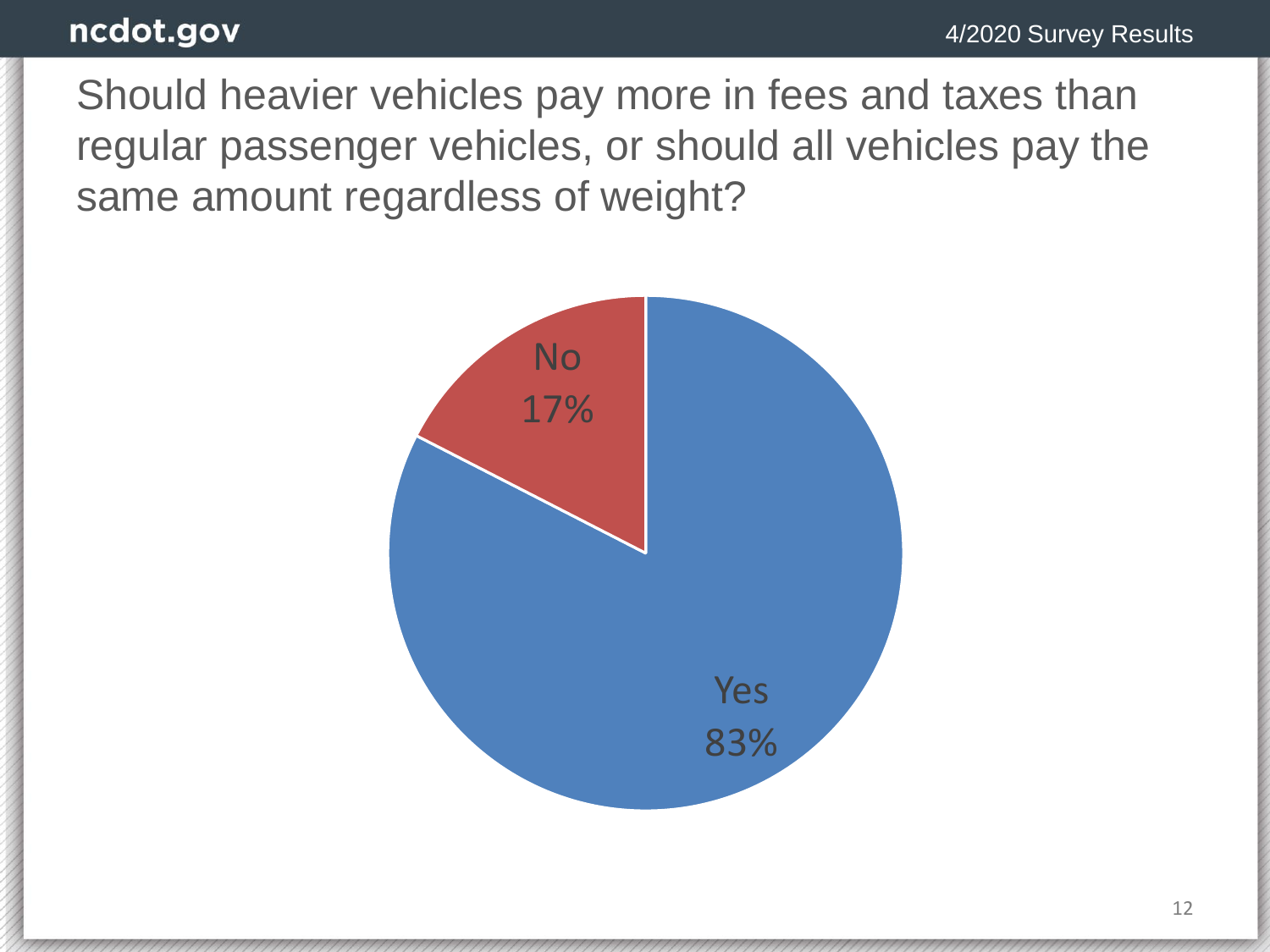# Should heavier vehicles pay more in fees and taxes than regular passenger vehicles, or should all vehicles pay the same amount regardless of weight?

No
17%

Yes
83%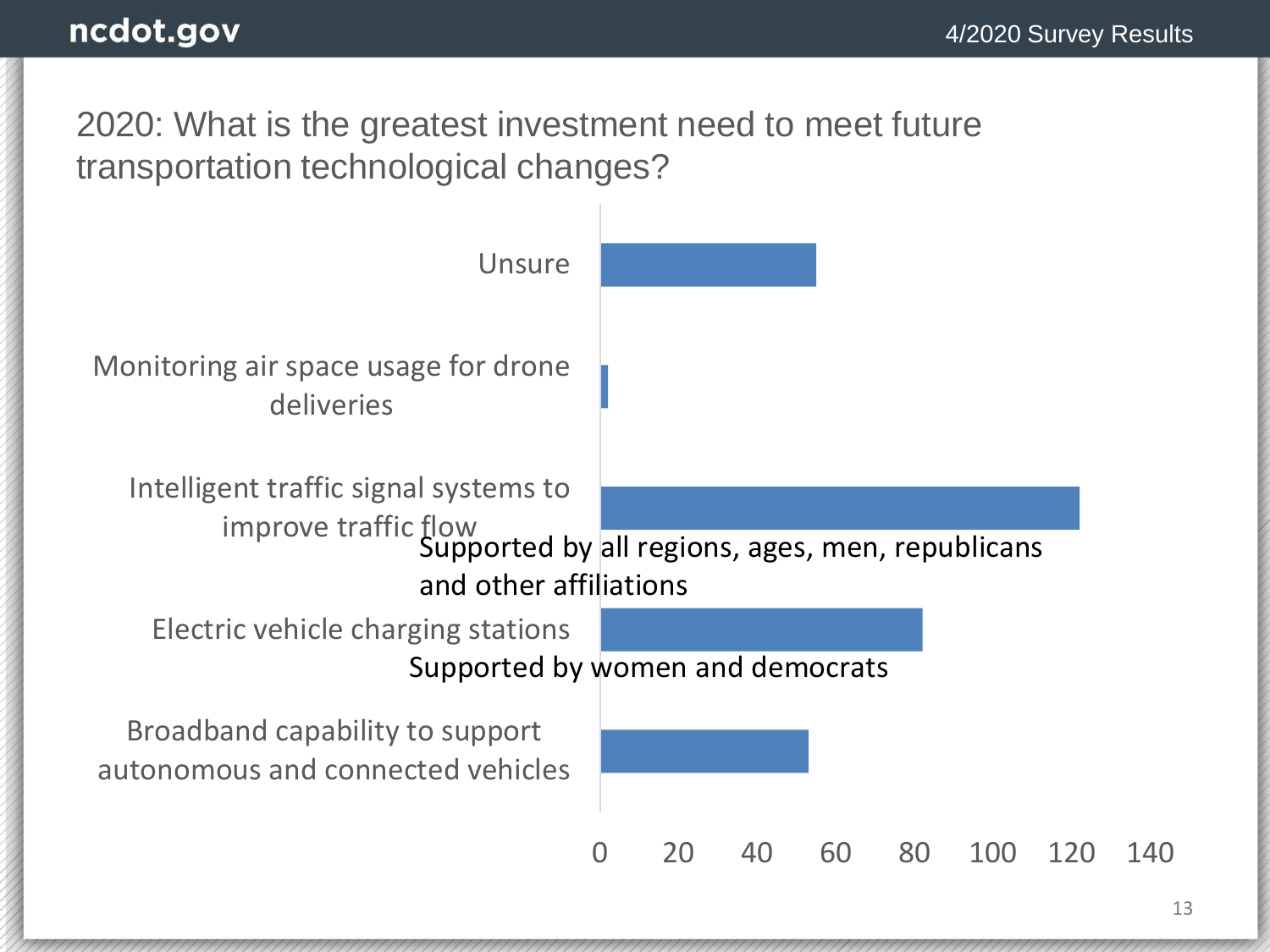# 2020: What is the greatest investment need to meet future transportation technological changes?

| Response | Approximate count |
|---|---|
| Unsure | ~55 |
| Monitoring air space usage for drone deliveries | ~2 |
| Intelligent traffic signal systems to improve traffic flow | ~122 |
| Electric vehicle charging stations | ~82 |
| Broadband capability to support autonomous and connected vehicles | ~53 |

Intelligent traffic signal systems to improve traffic flow: Supported by all regions, ages, men, republicans and other affiliations

Electric vehicle charging stations: Supported by women and democrats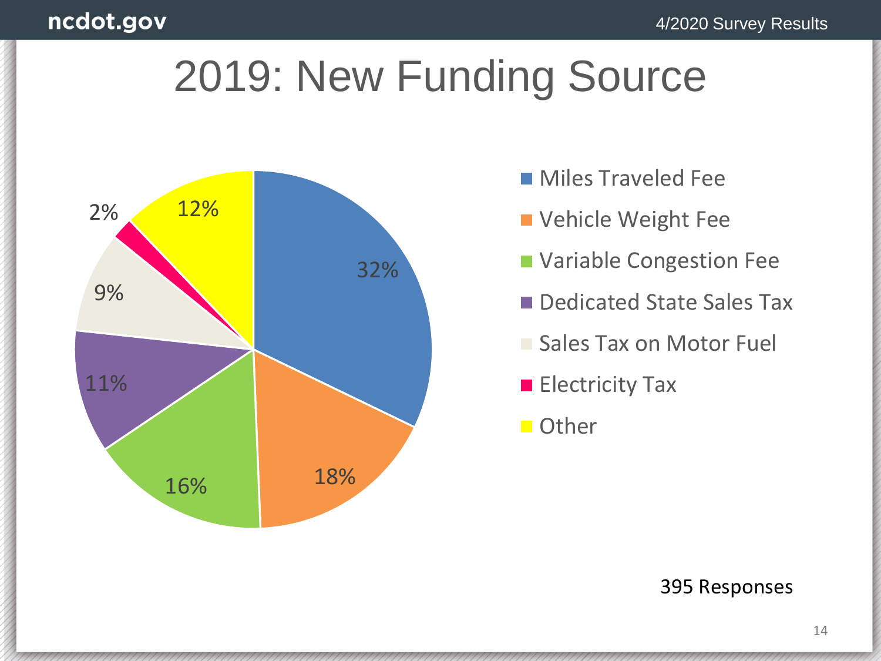# 2019: New Funding Source

| Funding Source | Percentage |
|---|---|
| Miles Traveled Fee | 32% |
| Vehicle Weight Fee | 18% |
| Variable Congestion Fee | 16% |
| Dedicated State Sales Tax | 11% |
| Sales Tax on Motor Fuel | 9% |
| Electricity Tax | 2% |
| Other | 12% |

395 Responses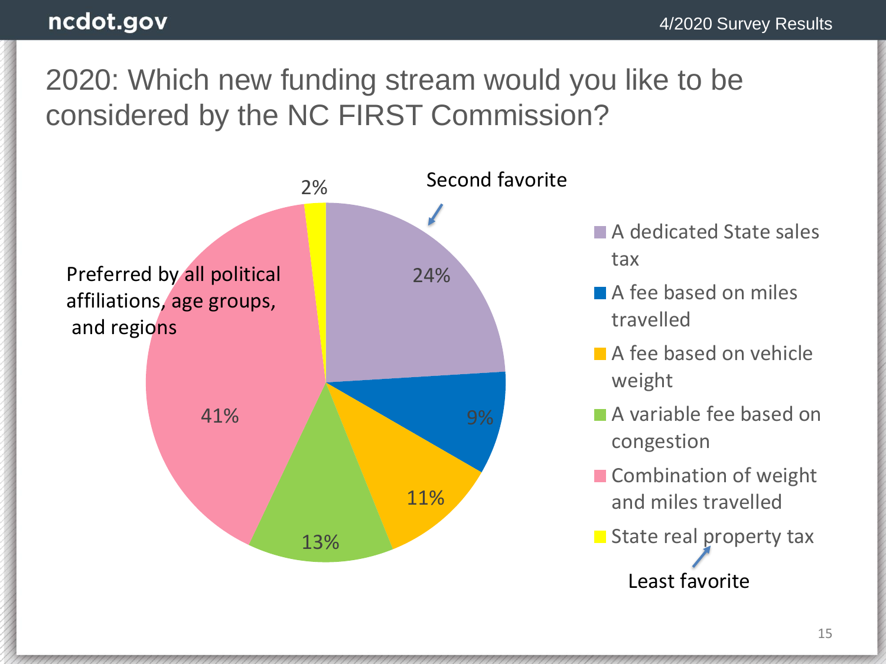# 2020: Which new funding stream would you like to be considered by the NC FIRST Commission?

| Funding stream | Percentage |
|---|---|
| A dedicated State sales tax | 24% |
| A fee based on miles travelled | 9% |
| A fee based on vehicle weight | 11% |
| A variable fee based on congestion | 13% |
| Combination of weight and miles travelled | 41% |
| State real property tax | 2% |

Combination of weight and miles travelled: Preferred by all political affiliations, age groups, and regions

A dedicated State sales tax: Second favorite

State real property tax: Least favorite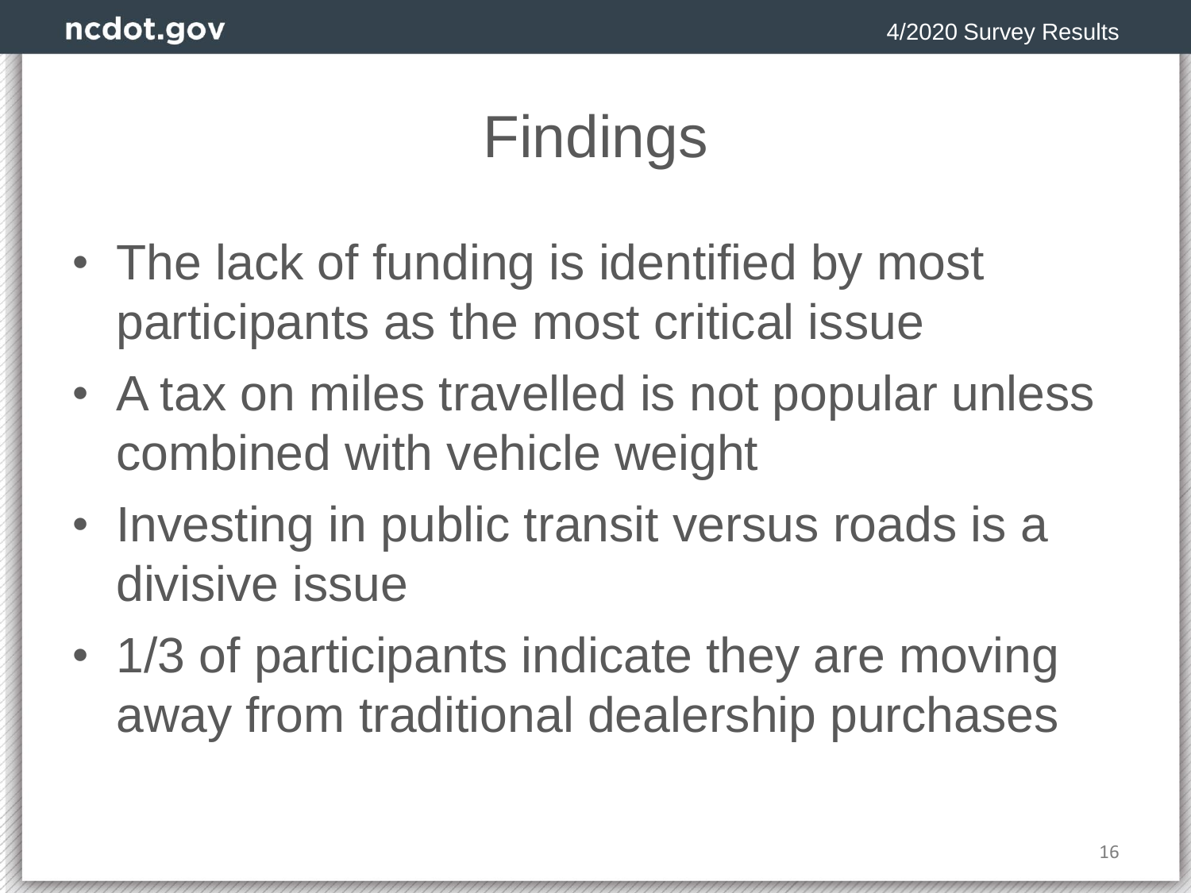# Findings

- The lack of funding is identified by most participants as the most critical issue
- A tax on miles travelled is not popular unless combined with vehicle weight
- Investing in public transit versus roads is a divisive issue
- 1/3 of participants indicate they are moving away from traditional dealership purchases